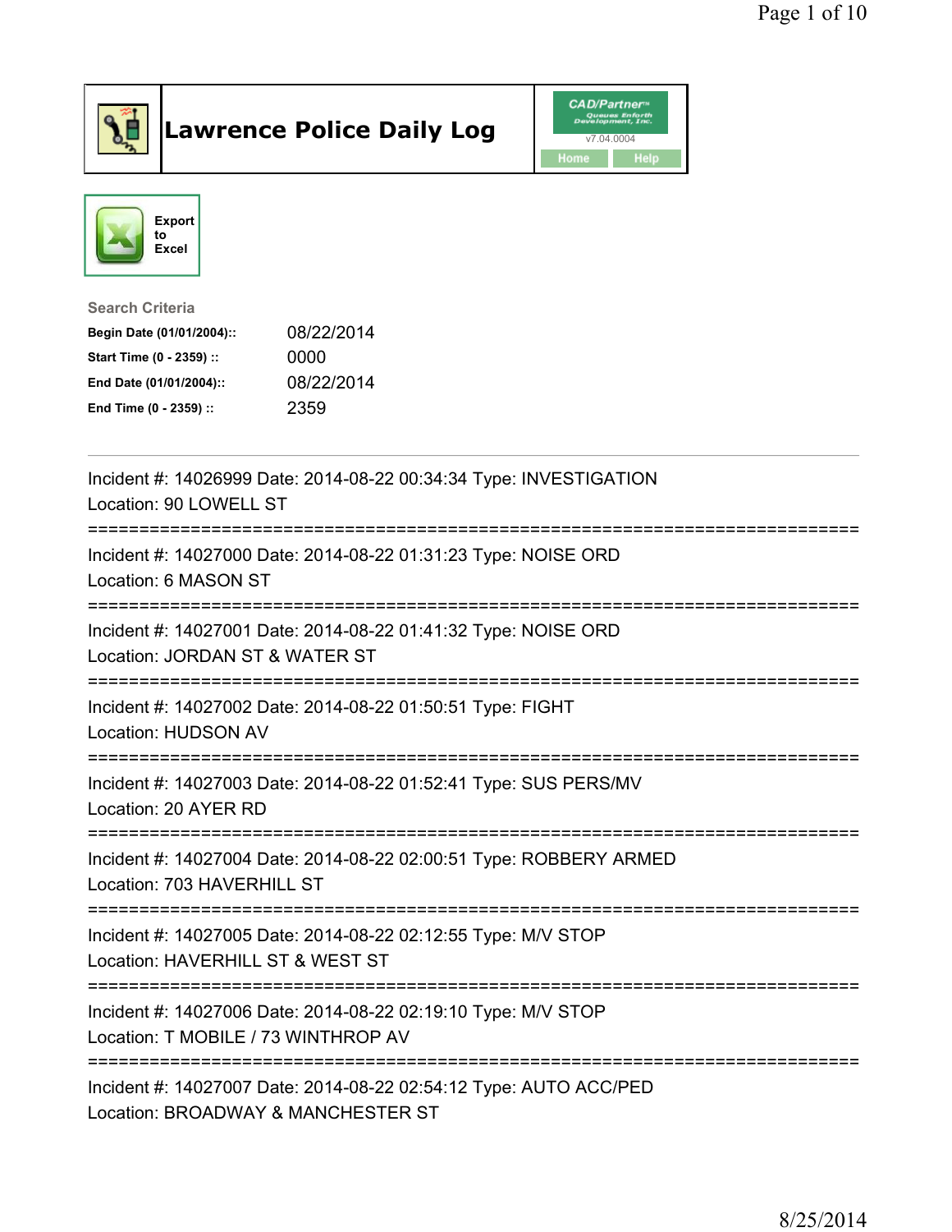# Lawrence Police Daily Log

CAD/Partner v7.04.0004

Home Help

Export to Excel

**Search Criteria**

| | |
|---|---|
| **Begin Date (01/01/2004)::** | 08/22/2014 |
| **Start Time (0 - 2359) ::** | 0000 |
| **End Date (01/01/2004)::** | 08/22/2014 |
| **End Time (0 - 2359) ::** | 2359 |

---

Incident #: 14026999 Date: 2014-08-22 00:34:34 Type: INVESTIGATION
Location: 90 LOWELL ST

===========================================================================

Incident #: 14027000 Date: 2014-08-22 01:31:23 Type: NOISE ORD
Location: 6 MASON ST

===========================================================================

Incident #: 14027001 Date: 2014-08-22 01:41:32 Type: NOISE ORD
Location: JORDAN ST & WATER ST

===========================================================================

Incident #: 14027002 Date: 2014-08-22 01:50:51 Type: FIGHT
Location: HUDSON AV

===========================================================================

Incident #: 14027003 Date: 2014-08-22 01:52:41 Type: SUS PERS/MV
Location: 20 AYER RD

===========================================================================

Incident #: 14027004 Date: 2014-08-22 02:00:51 Type: ROBBERY ARMED
Location: 703 HAVERHILL ST

===========================================================================

Incident #: 14027005 Date: 2014-08-22 02:12:55 Type: M/V STOP
Location: HAVERHILL ST & WEST ST

===========================================================================

Incident #: 14027006 Date: 2014-08-22 02:19:10 Type: M/V STOP
Location: T MOBILE / 73 WINTHROP AV

===========================================================================

Incident #: 14027007 Date: 2014-08-22 02:54:12 Type: AUTO ACC/PED
Location: BROADWAY & MANCHESTER ST

8/25/2014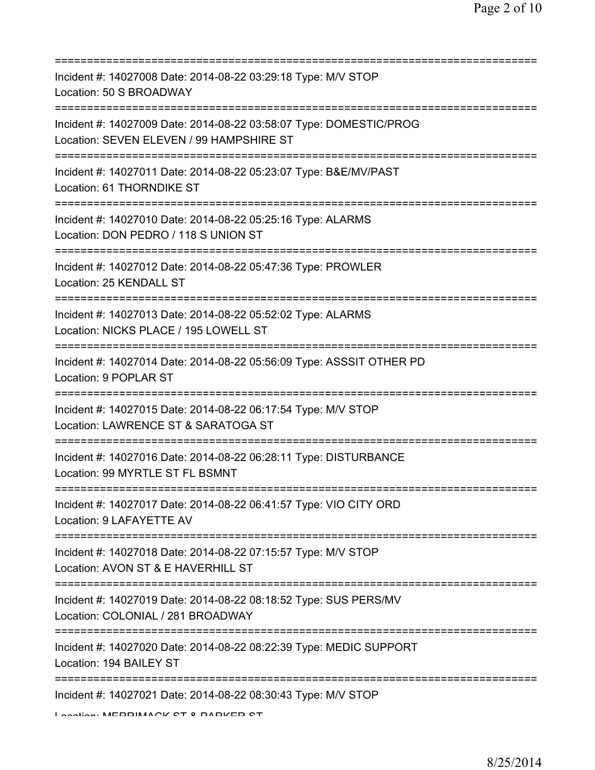===========================================================================
Incident #: 14027008 Date: 2014-08-22 03:29:18 Type: M/V STOP
Location: 50 S BROADWAY
===========================================================================
Incident #: 14027009 Date: 2014-08-22 03:58:07 Type: DOMESTIC/PROG
Location: SEVEN ELEVEN / 99 HAMPSHIRE ST
===========================================================================
Incident #: 14027011 Date: 2014-08-22 05:23:07 Type: B&E/MV/PAST
Location: 61 THORNDIKE ST
===========================================================================
Incident #: 14027010 Date: 2014-08-22 05:25:16 Type: ALARMS
Location: DON PEDRO / 118 S UNION ST
===========================================================================
Incident #: 14027012 Date: 2014-08-22 05:47:36 Type: PROWLER
Location: 25 KENDALL ST
===========================================================================
Incident #: 14027013 Date: 2014-08-22 05:52:02 Type: ALARMS
Location: NICKS PLACE / 195 LOWELL ST
===========================================================================
Incident #: 14027014 Date: 2014-08-22 05:56:09 Type: ASSSIT OTHER PD
Location: 9 POPLAR ST
===========================================================================
Incident #: 14027015 Date: 2014-08-22 06:17:54 Type: M/V STOP
Location: LAWRENCE ST & SARATOGA ST
===========================================================================
Incident #: 14027016 Date: 2014-08-22 06:28:11 Type: DISTURBANCE
Location: 99 MYRTLE ST FL BSMNT
===========================================================================
Incident #: 14027017 Date: 2014-08-22 06:41:57 Type: VIO CITY ORD
Location: 9 LAFAYETTE AV
===========================================================================
Incident #: 14027018 Date: 2014-08-22 07:15:57 Type: M/V STOP
Location: AVON ST & E HAVERHILL ST
===========================================================================
Incident #: 14027019 Date: 2014-08-22 08:18:52 Type: SUS PERS/MV
Location: COLONIAL / 281 BROADWAY
===========================================================================
Incident #: 14027020 Date: 2014-08-22 08:22:39 Type: MEDIC SUPPORT
Location: 194 BAILEY ST
===========================================================================
Incident #: 14027021 Date: 2014-08-22 08:30:43 Type: M/V STOP
Location: MERRIMACK ST & PARKER ST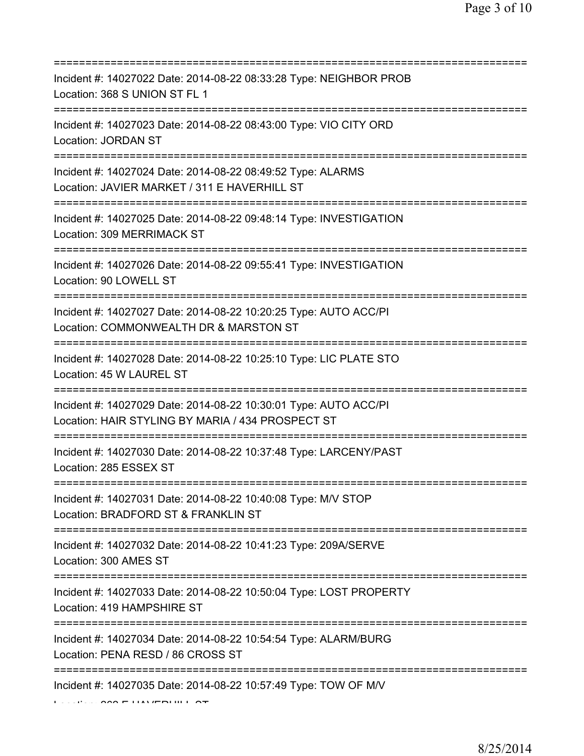===========================================================================
Incident #: 14027022 Date: 2014-08-22 08:33:28 Type: NEIGHBOR PROB
Location: 368 S UNION ST FL 1
===========================================================================
Incident #: 14027023 Date: 2014-08-22 08:43:00 Type: VIO CITY ORD
Location: JORDAN ST
===========================================================================
Incident #: 14027024 Date: 2014-08-22 08:49:52 Type: ALARMS
Location: JAVIER MARKET / 311 E HAVERHILL ST
===========================================================================
Incident #: 14027025 Date: 2014-08-22 09:48:14 Type: INVESTIGATION
Location: 309 MERRIMACK ST
===========================================================================
Incident #: 14027026 Date: 2014-08-22 09:55:41 Type: INVESTIGATION
Location: 90 LOWELL ST
===========================================================================
Incident #: 14027027 Date: 2014-08-22 10:20:25 Type: AUTO ACC/PI
Location: COMMONWEALTH DR & MARSTON ST
===========================================================================
Incident #: 14027028 Date: 2014-08-22 10:25:10 Type: LIC PLATE STO
Location: 45 W LAUREL ST
===========================================================================
Incident #: 14027029 Date: 2014-08-22 10:30:01 Type: AUTO ACC/PI
Location: HAIR STYLING BY MARIA / 434 PROSPECT ST
===========================================================================
Incident #: 14027030 Date: 2014-08-22 10:37:48 Type: LARCENY/PAST
Location: 285 ESSEX ST
===========================================================================
Incident #: 14027031 Date: 2014-08-22 10:40:08 Type: M/V STOP
Location: BRADFORD ST & FRANKLIN ST
===========================================================================
Incident #: 14027032 Date: 2014-08-22 10:41:23 Type: 209A/SERVE
Location: 300 AMES ST
===========================================================================
Incident #: 14027033 Date: 2014-08-22 10:50:04 Type: LOST PROPERTY
Location: 419 HAMPSHIRE ST
===========================================================================
Incident #: 14027034 Date: 2014-08-22 10:54:54 Type: ALARM/BURG
Location: PENA RESD / 86 CROSS ST
===========================================================================
Incident #: 14027035 Date: 2014-08-22 10:57:49 Type: TOW OF M/V
Location: 262 E HAVERHILL ST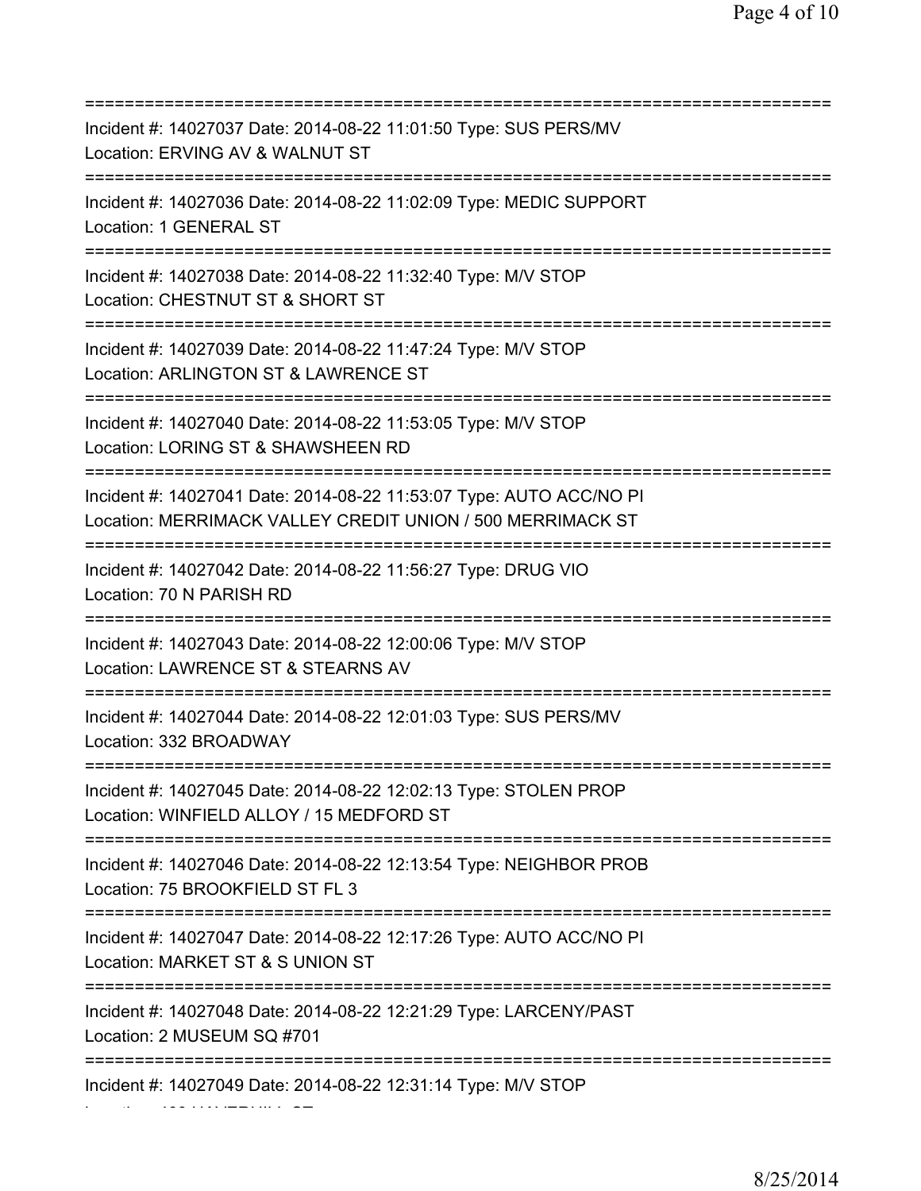===========================================================================
Incident #: 14027037 Date: 2014-08-22 11:01:50 Type: SUS PERS/MV
Location: ERVING AV & WALNUT ST
===========================================================================
Incident #: 14027036 Date: 2014-08-22 11:02:09 Type: MEDIC SUPPORT
Location: 1 GENERAL ST
===========================================================================
Incident #: 14027038 Date: 2014-08-22 11:32:40 Type: M/V STOP
Location: CHESTNUT ST & SHORT ST
===========================================================================
Incident #: 14027039 Date: 2014-08-22 11:47:24 Type: M/V STOP
Location: ARLINGTON ST & LAWRENCE ST
===========================================================================
Incident #: 14027040 Date: 2014-08-22 11:53:05 Type: M/V STOP
Location: LORING ST & SHAWSHEEN RD
===========================================================================
Incident #: 14027041 Date: 2014-08-22 11:53:07 Type: AUTO ACC/NO PI
Location: MERRIMACK VALLEY CREDIT UNION / 500 MERRIMACK ST
===========================================================================
Incident #: 14027042 Date: 2014-08-22 11:56:27 Type: DRUG VIO
Location: 70 N PARISH RD
===========================================================================
Incident #: 14027043 Date: 2014-08-22 12:00:06 Type: M/V STOP
Location: LAWRENCE ST & STEARNS AV
===========================================================================
Incident #: 14027044 Date: 2014-08-22 12:01:03 Type: SUS PERS/MV
Location: 332 BROADWAY
===========================================================================
Incident #: 14027045 Date: 2014-08-22 12:02:13 Type: STOLEN PROP
Location: WINFIELD ALLOY / 15 MEDFORD ST
===========================================================================
Incident #: 14027046 Date: 2014-08-22 12:13:54 Type: NEIGHBOR PROB
Location: 75 BROOKFIELD ST FL 3
===========================================================================
Incident #: 14027047 Date: 2014-08-22 12:17:26 Type: AUTO ACC/NO PI
Location: MARKET ST & S UNION ST
===========================================================================
Incident #: 14027048 Date: 2014-08-22 12:21:29 Type: LARCENY/PAST
Location: 2 MUSEUM SQ #701
===========================================================================
Incident #: 14027049 Date: 2014-08-22 12:31:14 Type: M/V STOP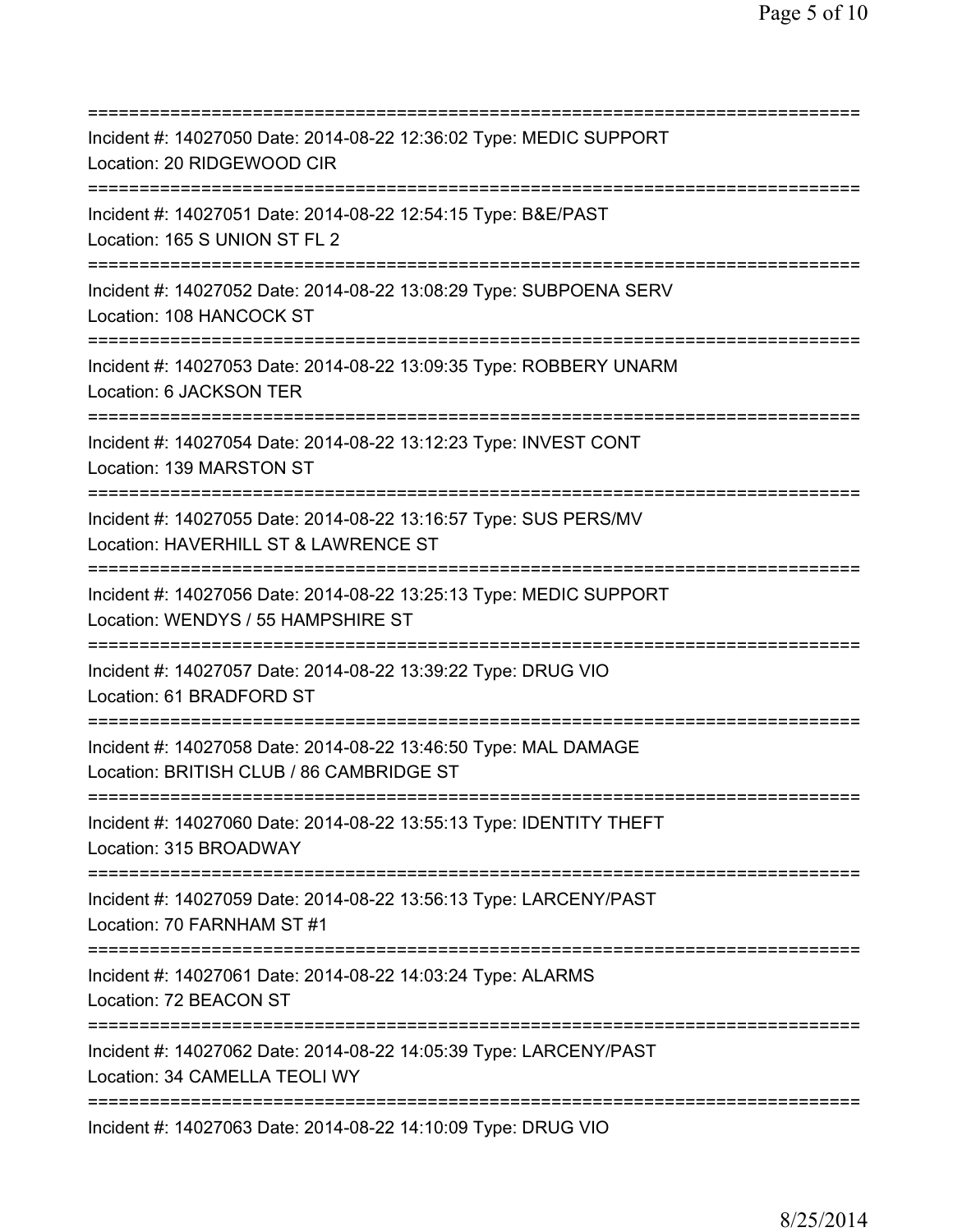===========================================================================
Incident #: 14027050 Date: 2014-08-22 12:36:02 Type: MEDIC SUPPORT
Location: 20 RIDGEWOOD CIR
===========================================================================
Incident #: 14027051 Date: 2014-08-22 12:54:15 Type: B&E/PAST
Location: 165 S UNION ST FL 2
===========================================================================
Incident #: 14027052 Date: 2014-08-22 13:08:29 Type: SUBPOENA SERV
Location: 108 HANCOCK ST
===========================================================================
Incident #: 14027053 Date: 2014-08-22 13:09:35 Type: ROBBERY UNARM
Location: 6 JACKSON TER
===========================================================================
Incident #: 14027054 Date: 2014-08-22 13:12:23 Type: INVEST CONT
Location: 139 MARSTON ST
===========================================================================
Incident #: 14027055 Date: 2014-08-22 13:16:57 Type: SUS PERS/MV
Location: HAVERHILL ST & LAWRENCE ST
===========================================================================
Incident #: 14027056 Date: 2014-08-22 13:25:13 Type: MEDIC SUPPORT
Location: WENDYS / 55 HAMPSHIRE ST
===========================================================================
Incident #: 14027057 Date: 2014-08-22 13:39:22 Type: DRUG VIO
Location: 61 BRADFORD ST
===========================================================================
Incident #: 14027058 Date: 2014-08-22 13:46:50 Type: MAL DAMAGE
Location: BRITISH CLUB / 86 CAMBRIDGE ST
===========================================================================
Incident #: 14027060 Date: 2014-08-22 13:55:13 Type: IDENTITY THEFT
Location: 315 BROADWAY
===========================================================================
Incident #: 14027059 Date: 2014-08-22 13:56:13 Type: LARCENY/PAST
Location: 70 FARNHAM ST #1
===========================================================================
Incident #: 14027061 Date: 2014-08-22 14:03:24 Type: ALARMS
Location: 72 BEACON ST
===========================================================================
Incident #: 14027062 Date: 2014-08-22 14:05:39 Type: LARCENY/PAST
Location: 34 CAMELLA TEOLI WY
===========================================================================
Incident #: 14027063 Date: 2014-08-22 14:10:09 Type: DRUG VIO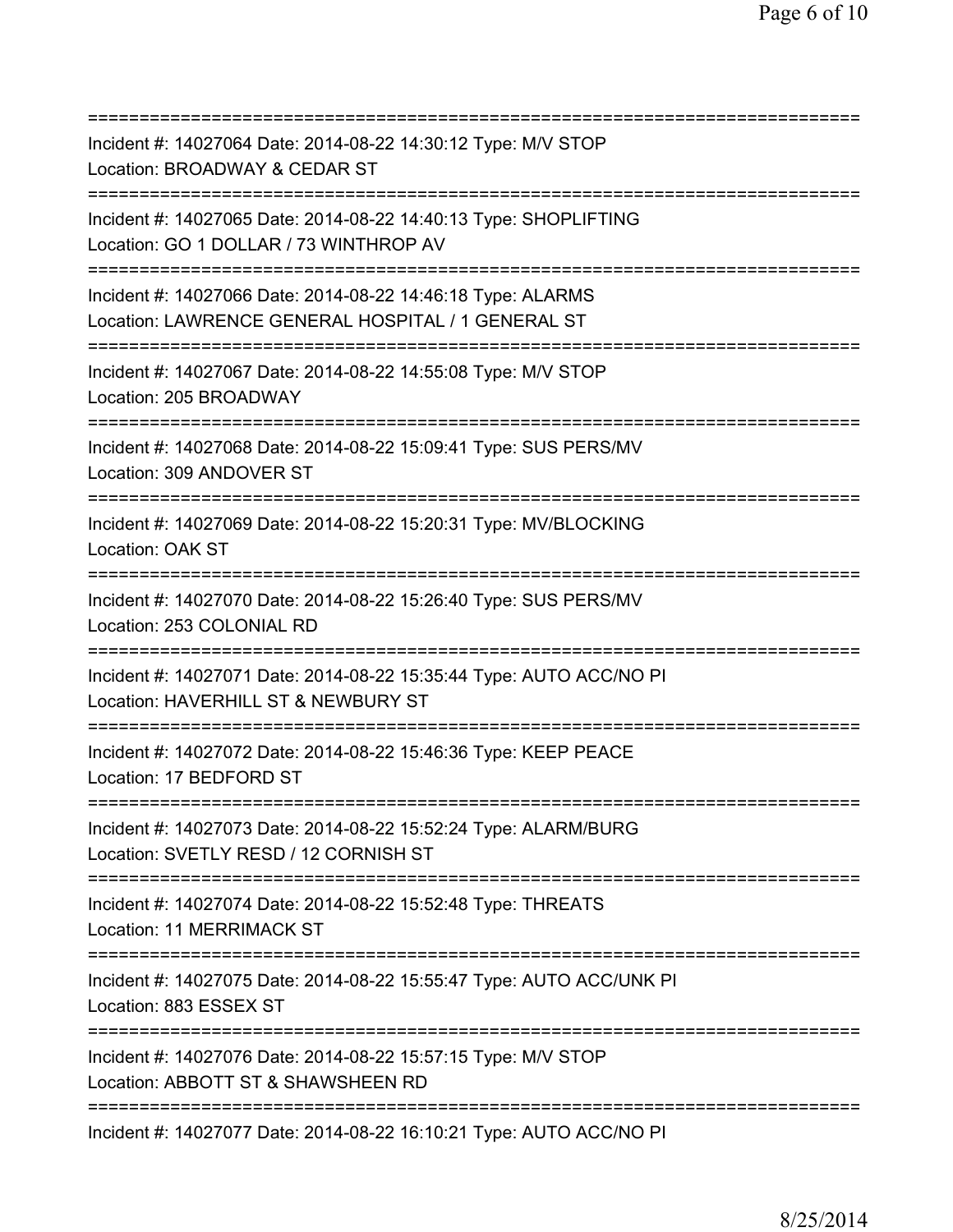===========================================================================
Incident #: 14027064 Date: 2014-08-22 14:30:12 Type: M/V STOP
Location: BROADWAY & CEDAR ST
===========================================================================
Incident #: 14027065 Date: 2014-08-22 14:40:13 Type: SHOPLIFTING
Location: GO 1 DOLLAR / 73 WINTHROP AV
===========================================================================
Incident #: 14027066 Date: 2014-08-22 14:46:18 Type: ALARMS
Location: LAWRENCE GENERAL HOSPITAL / 1 GENERAL ST
===========================================================================
Incident #: 14027067 Date: 2014-08-22 14:55:08 Type: M/V STOP
Location: 205 BROADWAY
===========================================================================
Incident #: 14027068 Date: 2014-08-22 15:09:41 Type: SUS PERS/MV
Location: 309 ANDOVER ST
===========================================================================
Incident #: 14027069 Date: 2014-08-22 15:20:31 Type: MV/BLOCKING
Location: OAK ST
===========================================================================
Incident #: 14027070 Date: 2014-08-22 15:26:40 Type: SUS PERS/MV
Location: 253 COLONIAL RD
===========================================================================
Incident #: 14027071 Date: 2014-08-22 15:35:44 Type: AUTO ACC/NO PI
Location: HAVERHILL ST & NEWBURY ST
===========================================================================
Incident #: 14027072 Date: 2014-08-22 15:46:36 Type: KEEP PEACE
Location: 17 BEDFORD ST
===========================================================================
Incident #: 14027073 Date: 2014-08-22 15:52:24 Type: ALARM/BURG
Location: SVETLY RESD / 12 CORNISH ST
===========================================================================
Incident #: 14027074 Date: 2014-08-22 15:52:48 Type: THREATS
Location: 11 MERRIMACK ST
===========================================================================
Incident #: 14027075 Date: 2014-08-22 15:55:47 Type: AUTO ACC/UNK PI
Location: 883 ESSEX ST
===========================================================================
Incident #: 14027076 Date: 2014-08-22 15:57:15 Type: M/V STOP
Location: ABBOTT ST & SHAWSHEEN RD
===========================================================================
Incident #: 14027077 Date: 2014-08-22 16:10:21 Type: AUTO ACC/NO PI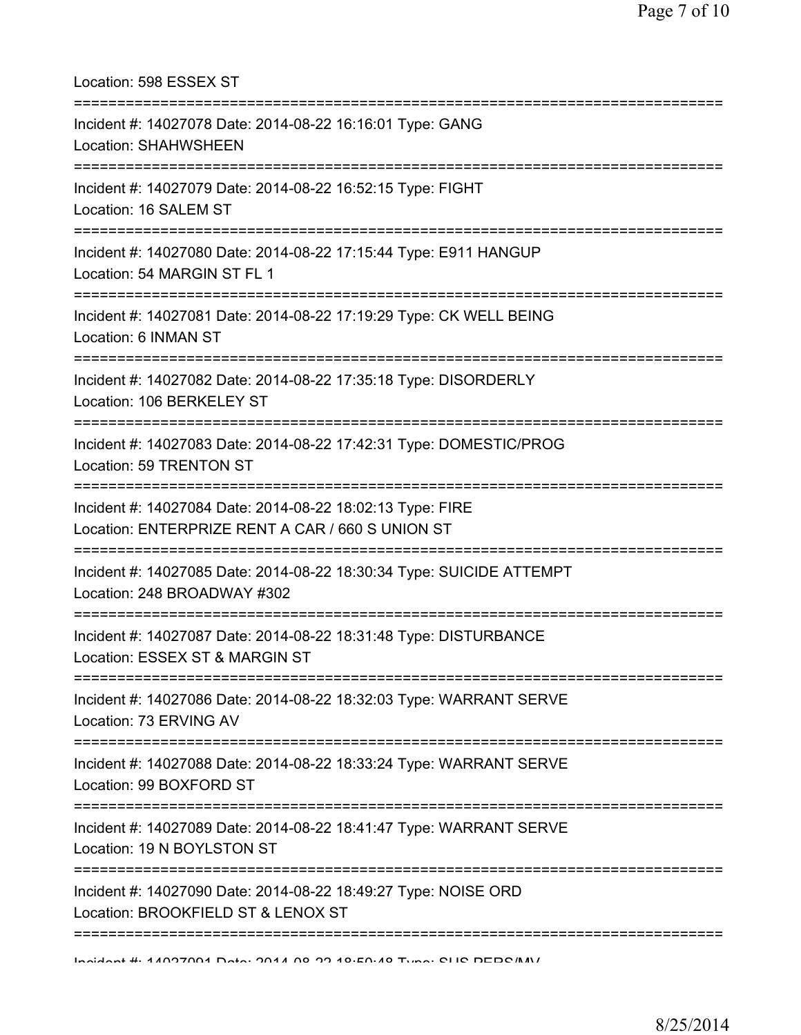Location: 598 ESSEX ST

===========================================================================

Incident #: 14027078 Date: 2014-08-22 16:16:01 Type: GANG
Location: SHAHWSHEEN

===========================================================================

Incident #: 14027079 Date: 2014-08-22 16:52:15 Type: FIGHT
Location: 16 SALEM ST

===========================================================================

Incident #: 14027080 Date: 2014-08-22 17:15:44 Type: E911 HANGUP
Location: 54 MARGIN ST FL 1

===========================================================================

Incident #: 14027081 Date: 2014-08-22 17:19:29 Type: CK WELL BEING
Location: 6 INMAN ST

===========================================================================

Incident #: 14027082 Date: 2014-08-22 17:35:18 Type: DISORDERLY
Location: 106 BERKELEY ST

===========================================================================

Incident #: 14027083 Date: 2014-08-22 17:42:31 Type: DOMESTIC/PROG
Location: 59 TRENTON ST

===========================================================================

Incident #: 14027084 Date: 2014-08-22 18:02:13 Type: FIRE
Location: ENTERPRIZE RENT A CAR / 660 S UNION ST

===========================================================================

Incident #: 14027085 Date: 2014-08-22 18:30:34 Type: SUICIDE ATTEMPT
Location: 248 BROADWAY #302

===========================================================================

Incident #: 14027087 Date: 2014-08-22 18:31:48 Type: DISTURBANCE
Location: ESSEX ST & MARGIN ST

===========================================================================

Incident #: 14027086 Date: 2014-08-22 18:32:03 Type: WARRANT SERVE
Location: 73 ERVING AV

===========================================================================

Incident #: 14027088 Date: 2014-08-22 18:33:24 Type: WARRANT SERVE
Location: 99 BOXFORD ST

===========================================================================

Incident #: 14027089 Date: 2014-08-22 18:41:47 Type: WARRANT SERVE
Location: 19 N BOYLSTON ST

===========================================================================

Incident #: 14027090 Date: 2014-08-22 18:49:27 Type: NOISE ORD
Location: BROOKFIELD ST & LENOX ST

===========================================================================

Incident #: 14027091 Date: 2014-08-22 18:50:48 Type: SUS PERS/MV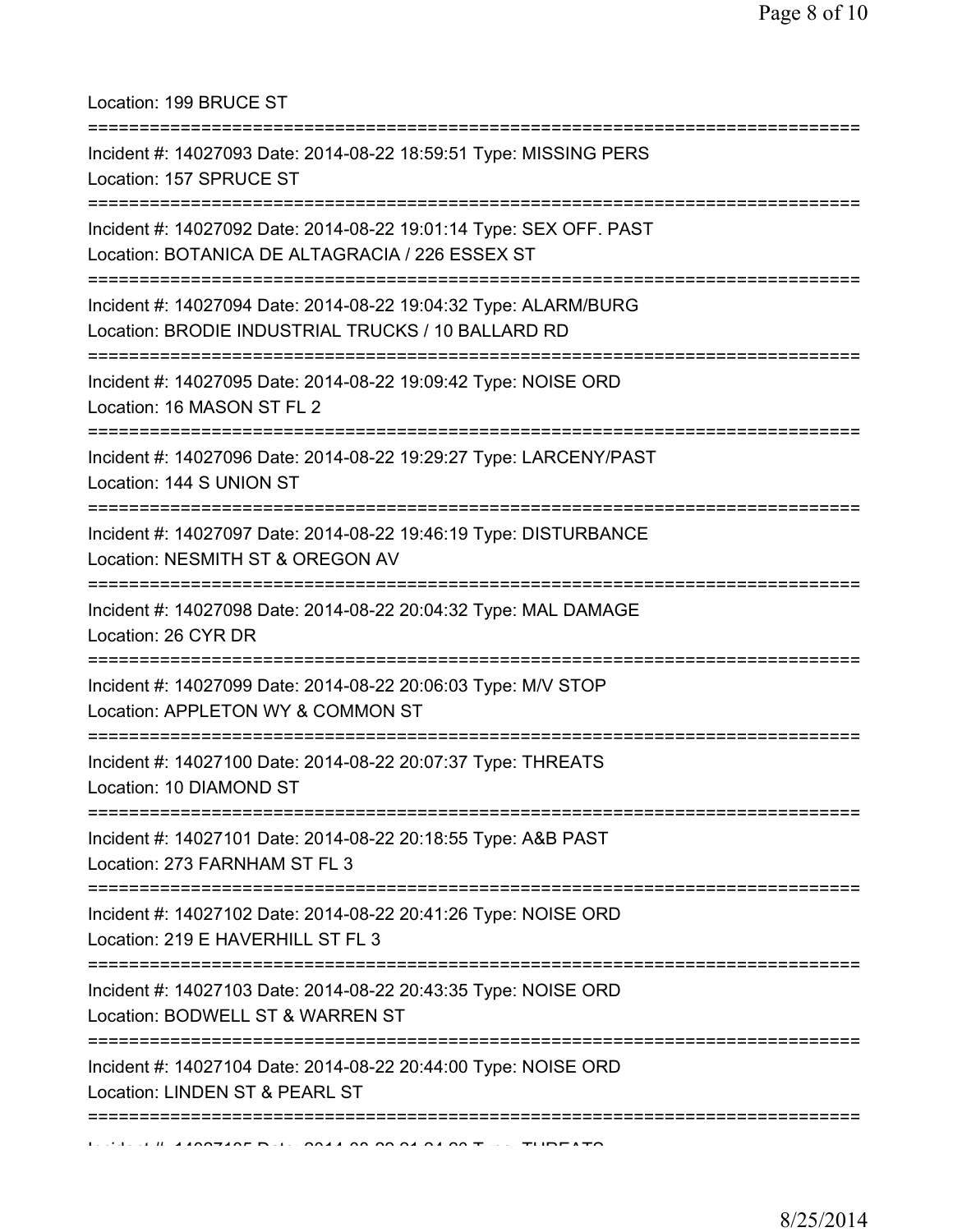Location: 199 BRUCE ST

===========================================================================

Incident #: 14027093 Date: 2014-08-22 18:59:51 Type: MISSING PERS
Location: 157 SPRUCE ST

===========================================================================

Incident #: 14027092 Date: 2014-08-22 19:01:14 Type: SEX OFF. PAST
Location: BOTANICA DE ALTAGRACIA / 226 ESSEX ST

===========================================================================

Incident #: 14027094 Date: 2014-08-22 19:04:32 Type: ALARM/BURG
Location: BRODIE INDUSTRIAL TRUCKS / 10 BALLARD RD

===========================================================================

Incident #: 14027095 Date: 2014-08-22 19:09:42 Type: NOISE ORD
Location: 16 MASON ST FL 2

===========================================================================

Incident #: 14027096 Date: 2014-08-22 19:29:27 Type: LARCENY/PAST
Location: 144 S UNION ST

===========================================================================

Incident #: 14027097 Date: 2014-08-22 19:46:19 Type: DISTURBANCE
Location: NESMITH ST & OREGON AV

===========================================================================

Incident #: 14027098 Date: 2014-08-22 20:04:32 Type: MAL DAMAGE
Location: 26 CYR DR

===========================================================================

Incident #: 14027099 Date: 2014-08-22 20:06:03 Type: M/V STOP
Location: APPLETON WY & COMMON ST

===========================================================================

Incident #: 14027100 Date: 2014-08-22 20:07:37 Type: THREATS
Location: 10 DIAMOND ST

===========================================================================

Incident #: 14027101 Date: 2014-08-22 20:18:55 Type: A&B PAST
Location: 273 FARNHAM ST FL 3

===========================================================================

Incident #: 14027102 Date: 2014-08-22 20:41:26 Type: NOISE ORD
Location: 219 E HAVERHILL ST FL 3

===========================================================================

Incident #: 14027103 Date: 2014-08-22 20:43:35 Type: NOISE ORD
Location: BODWELL ST & WARREN ST

===========================================================================

Incident #: 14027104 Date: 2014-08-22 20:44:00 Type: NOISE ORD
Location: LINDEN ST & PEARL ST

===========================================================================

Incident #: 14027105 Date: 2014-08-22 21:04:29 Type: THREATS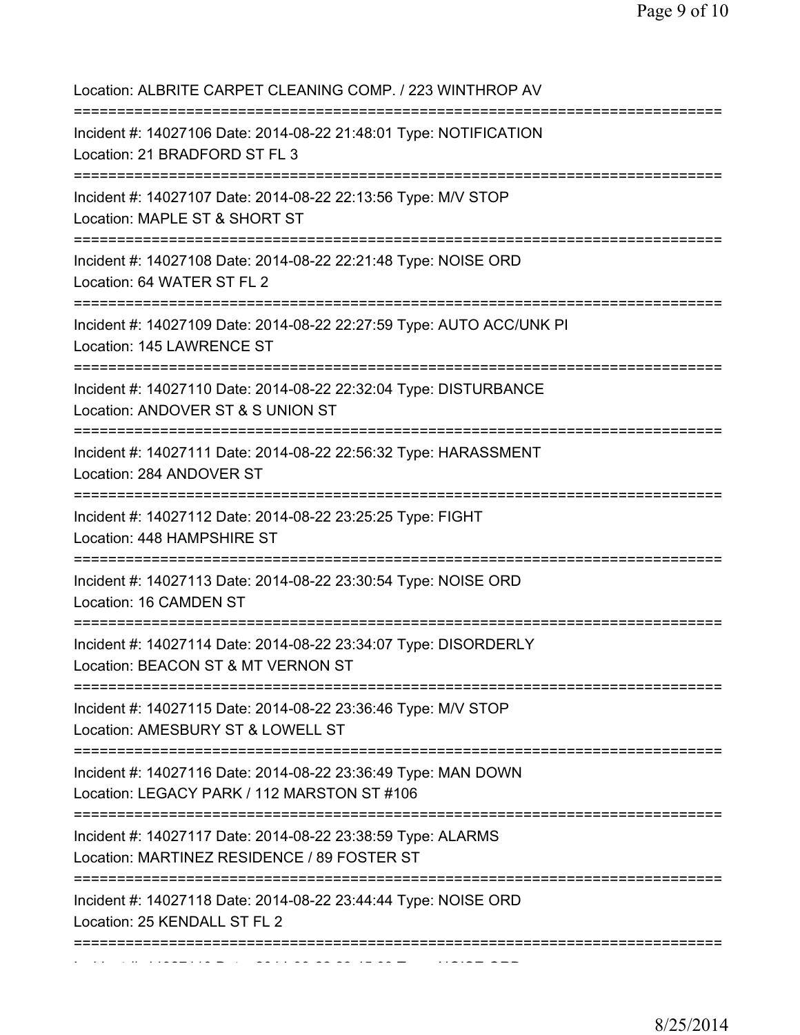Location: ALBRITE CARPET CLEANING COMP. / 223 WINTHROP AV

===========================================================================

Incident #: 14027106 Date: 2014-08-22 21:48:01 Type: NOTIFICATION
Location: 21 BRADFORD ST FL 3

===========================================================================

Incident #: 14027107 Date: 2014-08-22 22:13:56 Type: M/V STOP
Location: MAPLE ST & SHORT ST

===========================================================================

Incident #: 14027108 Date: 2014-08-22 22:21:48 Type: NOISE ORD
Location: 64 WATER ST FL 2

===========================================================================

Incident #: 14027109 Date: 2014-08-22 22:27:59 Type: AUTO ACC/UNK PI
Location: 145 LAWRENCE ST

===========================================================================

Incident #: 14027110 Date: 2014-08-22 22:32:04 Type: DISTURBANCE
Location: ANDOVER ST & S UNION ST

===========================================================================

Incident #: 14027111 Date: 2014-08-22 22:56:32 Type: HARASSMENT
Location: 284 ANDOVER ST

===========================================================================

Incident #: 14027112 Date: 2014-08-22 23:25:25 Type: FIGHT
Location: 448 HAMPSHIRE ST

===========================================================================

Incident #: 14027113 Date: 2014-08-22 23:30:54 Type: NOISE ORD
Location: 16 CAMDEN ST

===========================================================================

Incident #: 14027114 Date: 2014-08-22 23:34:07 Type: DISORDERLY
Location: BEACON ST & MT VERNON ST

===========================================================================

Incident #: 14027115 Date: 2014-08-22 23:36:46 Type: M/V STOP
Location: AMESBURY ST & LOWELL ST

===========================================================================

Incident #: 14027116 Date: 2014-08-22 23:36:49 Type: MAN DOWN
Location: LEGACY PARK / 112 MARSTON ST #106

===========================================================================

Incident #: 14027117 Date: 2014-08-22 23:38:59 Type: ALARMS
Location: MARTINEZ RESIDENCE / 89 FOSTER ST

===========================================================================

Incident #: 14027118 Date: 2014-08-22 23:44:44 Type: NOISE ORD
Location: 25 KENDALL ST FL 2

===========================================================================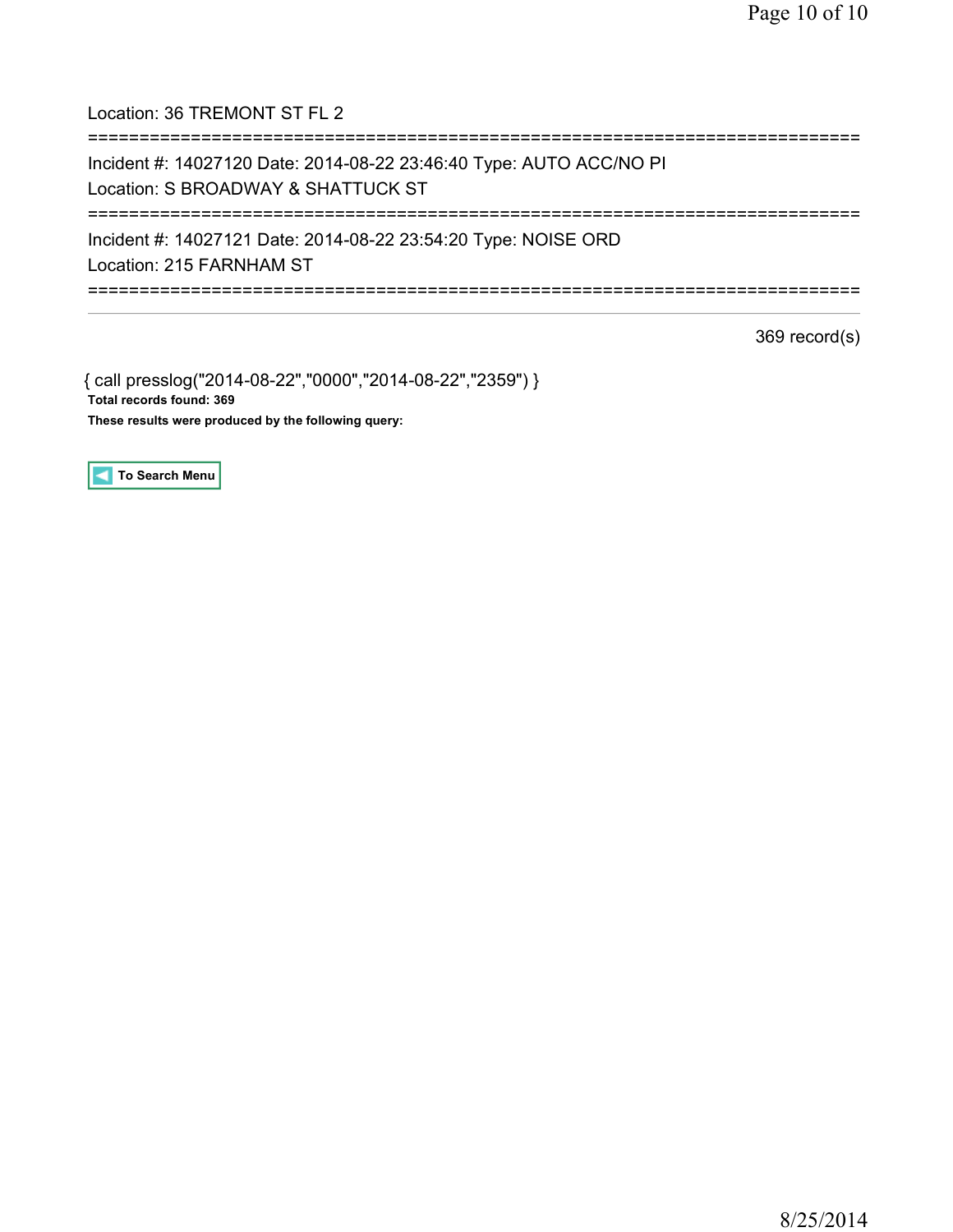Location: 36 TREMONT ST FL 2

===========================================================================

Incident #: 14027120 Date: 2014-08-22 23:46:40 Type: AUTO ACC/NO PI

Location: S BROADWAY & SHATTUCK ST

===========================================================================

Incident #: 14027121 Date: 2014-08-22 23:54:20 Type: NOISE ORD

Location: 215 FARNHAM ST

===========================================================================

369 record(s)

{ call presslog("2014-08-22","0000","2014-08-22","2359") }

**Total records found: 369**

**These results were produced by the following query:**

**To Search Menu**